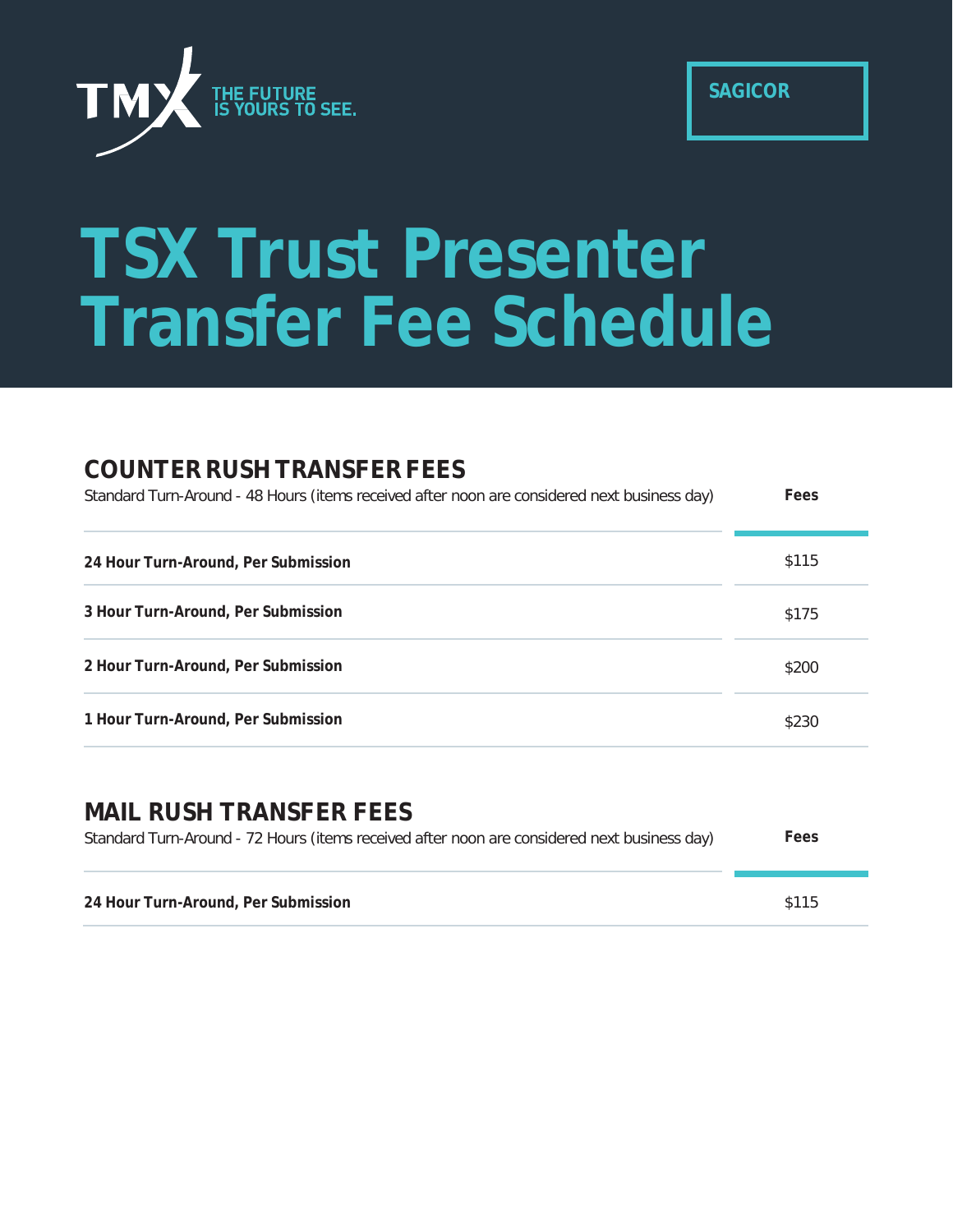TMX THE FUTURE IS YOURS TO SEE.

SAGICOR

# TSX Trust Presenter Transfer Fee Schedule

## COUNTER RUSH TRANSFER FEES

| Standard Turn-Around - 48 Hours (items received after noon are considered next business day) | Fees |
|---|---|
| **24 Hour Turn-Around, Per Submission** | $115 |
| **3 Hour Turn-Around, Per Submission** | $175 |
| **2 Hour Turn-Around, Per Submission** | $200 |
| **1 Hour Turn-Around, Per Submission** | $230 |

## MAIL RUSH TRANSFER FEES

| Standard Turn-Around - 72 Hours (items received after noon are considered next business day) | Fees |
|---|---|
| **24 Hour Turn-Around, Per Submission** | $115 |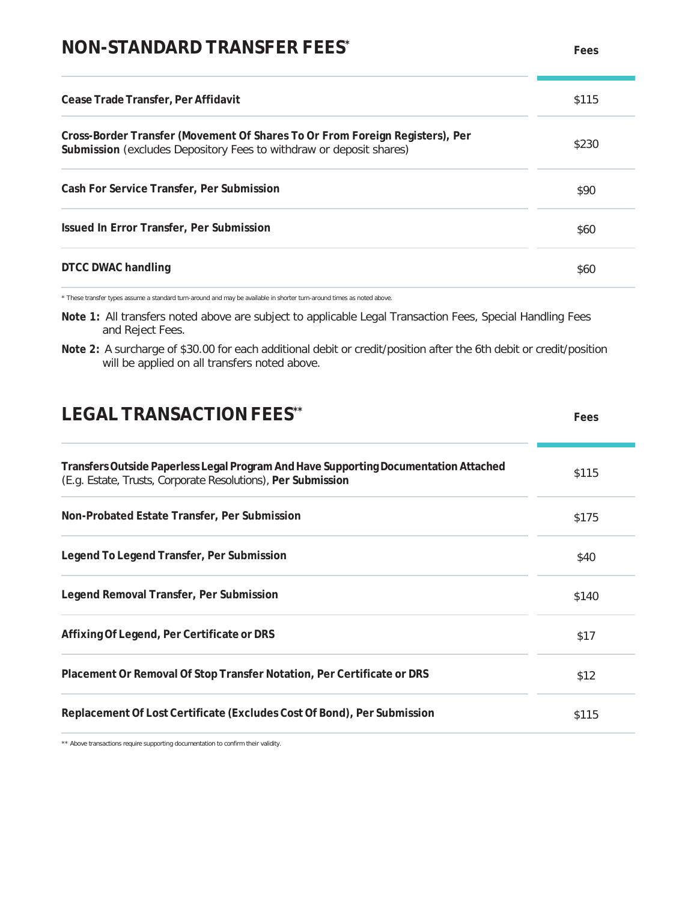## NON-STANDARD TRANSFER FEES*

| | Fees |
|---|---|
| **Cease Trade Transfer, Per Affidavit** | $115 |
| **Cross-Border Transfer (Movement Of Shares To Or From Foreign Registers), Per Submission** (excludes Depository Fees to withdraw or deposit shares) | $230 |
| **Cash For Service Transfer, Per Submission** | $90 |
| **Issued In Error Transfer, Per Submission** | $60 |
| **DTCC DWAC handling** | $60 |

* These transfer types assume a standard turn-around and may be available in shorter turn-around times as noted above.

**Note 1:** All transfers noted above are subject to applicable Legal Transaction Fees, Special Handling Fees and Reject Fees.

**Note 2:** A surcharge of $30.00 for each additional debit or credit/position after the 6th debit or credit/position will be applied on all transfers noted above.

## LEGAL TRANSACTION FEES**

| | Fees |
|---|---|
| **Transfers Outside Paperless Legal Program And Have Supporting Documentation Attached** (E.g. Estate, Trusts, Corporate Resolutions), **Per Submission** | $115 |
| **Non-Probated Estate Transfer, Per Submission** | $175 |
| **Legend To Legend Transfer, Per Submission** | $40 |
| **Legend Removal Transfer, Per Submission** | $140 |
| **Affixing Of Legend, Per Certificate or DRS** | $17 |
| **Placement Or Removal Of Stop Transfer Notation, Per Certificate or DRS** | $12 |
| **Replacement Of Lost Certificate (Excludes Cost Of Bond), Per Submission** | $115 |

** Above transactions require supporting documentation to confirm their validity.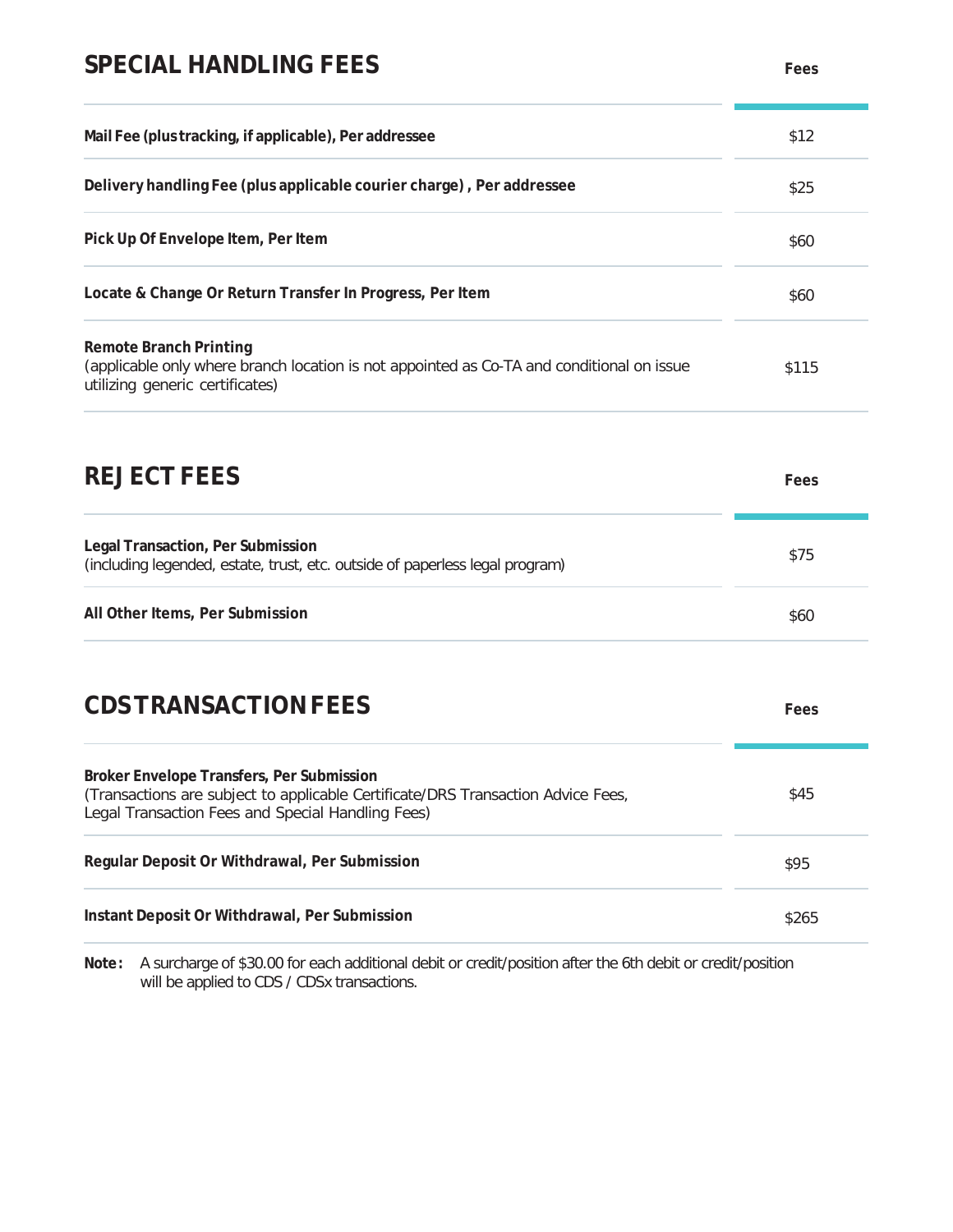## SPECIAL HANDLING FEES

| | Fees |
|---|---|
| **Mail Fee (plus tracking, if applicable), Per addressee** | $12 |
| **Delivery handling Fee (plus applicable courier charge) , Per addressee** | $25 |
| **Pick Up Of Envelope Item, Per Item** | $60 |
| **Locate & Change Or Return Transfer In Progress, Per Item** | $60 |
| **Remote Branch Printing** (applicable only where branch location is not appointed as Co-TA and conditional on issue utilizing generic certificates) | $115 |

## REJECT FEES

| | Fees |
|---|---|
| **Legal Transaction, Per Submission** (including legended, estate, trust, etc. outside of paperless legal program) | $75 |
| **All Other Items, Per Submission** | $60 |

## CDS TRANSACTION FEES

| | Fees |
|---|---|
| **Broker Envelope Transfers, Per Submission** (Transactions are subject to applicable Certificate/DRS Transaction Advice Fees, Legal Transaction Fees and Special Handling Fees) | $45 |
| **Regular Deposit Or Withdrawal, Per Submission** | $95 |
| **Instant Deposit Or Withdrawal, Per Submission** | $265 |

**Note:** A surcharge of $30.00 for each additional debit or credit/position after the 6th debit or credit/position will be applied to CDS / CDSx transactions.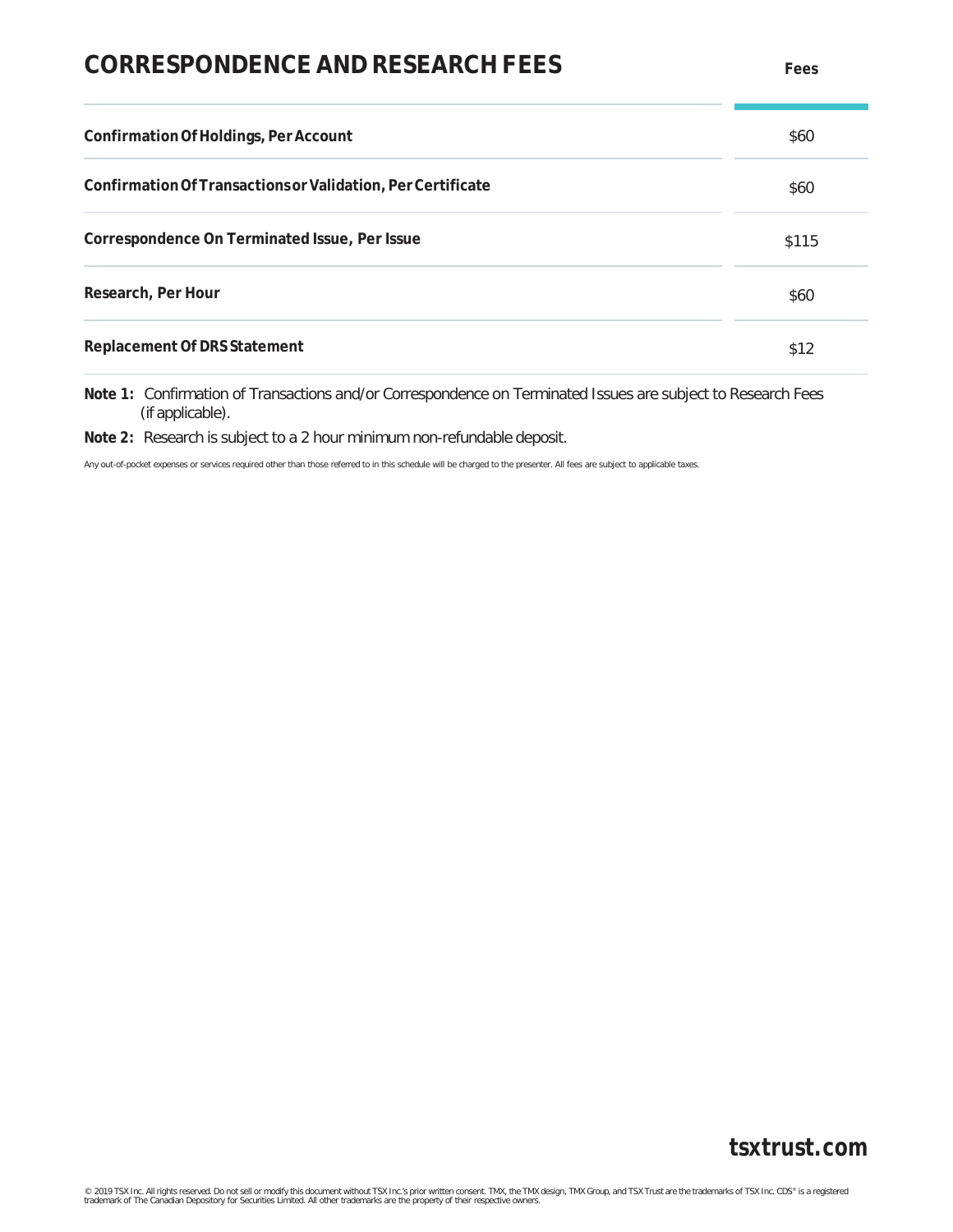| CORRESPONDENCE AND RESEARCH FEES | Fees |
|---|---|
| **Confirmation Of Holdings, Per Account** | $60 |
| **Confirmation Of Transactions or Validation, Per Certificate** | $60 |
| **Correspondence On Terminated Issue, Per Issue** | $115 |
| **Research, Per Hour** | $60 |
| **Replacement Of DRS Statement** | $12 |

**Note 1:** Confirmation of Transactions and/or Correspondence on Terminated Issues are subject to Research Fees (if applicable).

**Note 2:** Research is subject to a 2 hour minimum non-refundable deposit.

Any out-of-pocket expenses or services required other than those referred to in this schedule will be charged to the presenter. All fees are subject to applicable taxes.

**tsxtrust.com**

© 2019 TSX Inc. All rights reserved. Do not sell or modify this document without TSX Inc.'s prior written consent. TMX, the TMX design, TMX Group, and TSX Trust are the trademarks of TSX Inc. CDS® is a registered trademark of The Canadian Depository for Securities Limited. All other trademarks are the property of their respective owners.